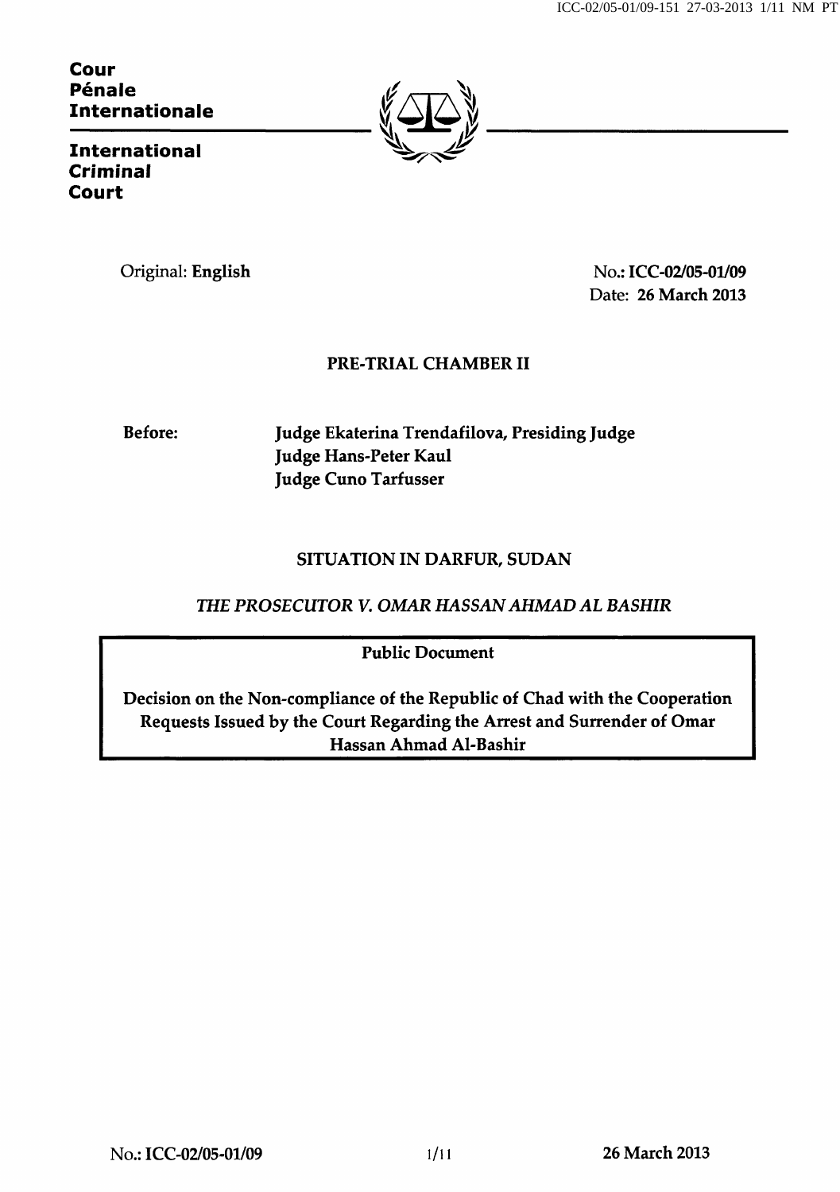**Cour Pénale Internationale**

**International Criminal Court**

Original: **English**

No.: **ICC-02/05-01/09**
Date: **26 March 2013**

**PRE-TRIAL CHAMBER II**

**Before:** **Judge Ekaterina Trendafilova, Presiding Judge**
**Judge Hans-Peter Kaul**
**Judge Cuno Tarfusser**

**SITUATION IN DARFUR, SUDAN**

***THE PROSECUTOR V. OMAR HASSAN AHMAD AL BASHIR***

**Public Document**

**Decision on the Non-compliance of the Republic of Chad with the Cooperation Requests Issued by the Court Regarding the Arrest and Surrender of Omar Hassan Ahmad Al-Bashir**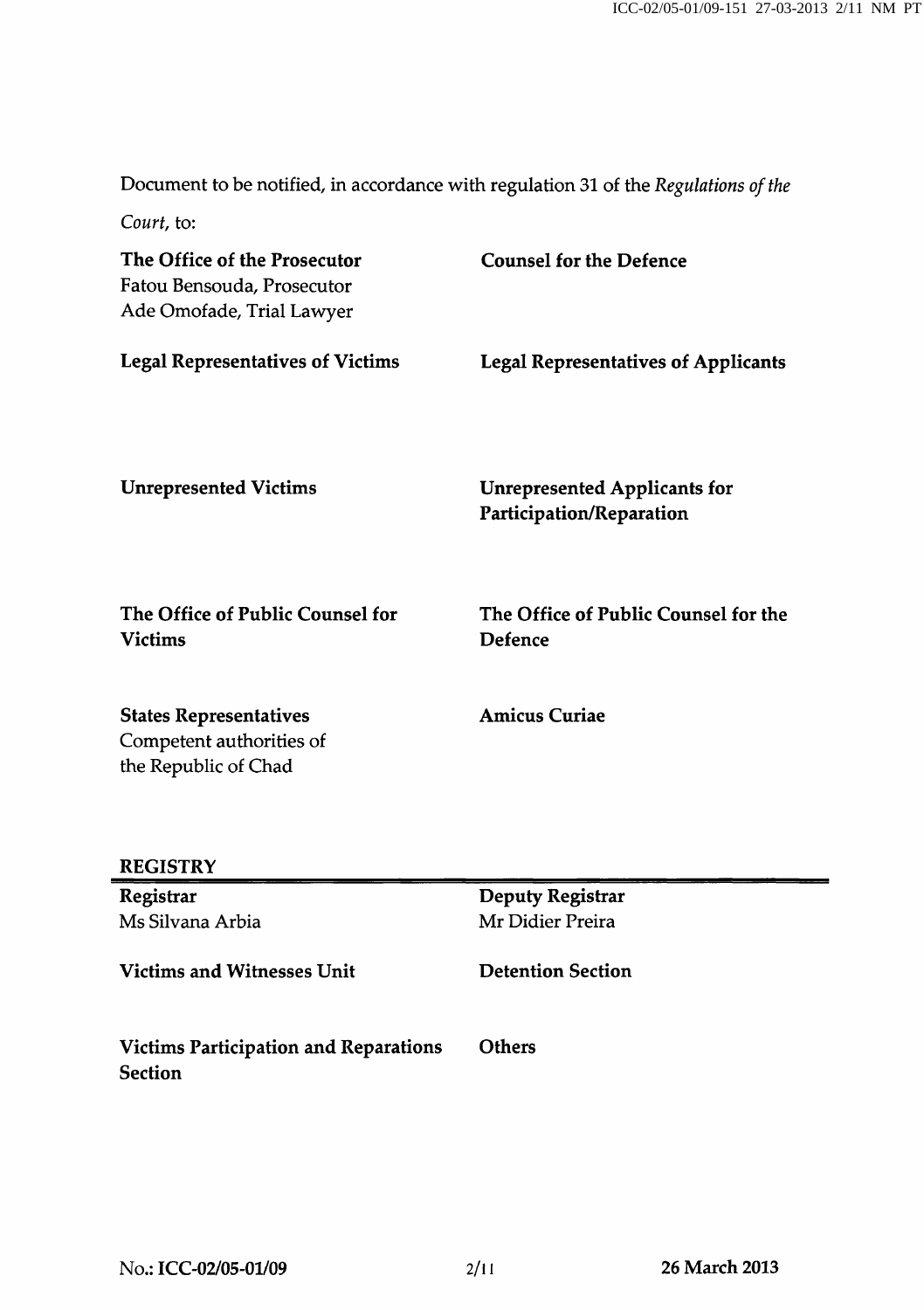Document to be notified, in accordance with regulation 31 of the *Regulations of the Court*, to:

**The Office of the Prosecutor**
Fatou Bensouda, Prosecutor
Ade Omofade, Trial Lawyer

**Counsel for the Defence**

**Legal Representatives of Victims**

**Legal Representatives of Applicants**

**Unrepresented Victims**

**Unrepresented Applicants for Participation/Reparation**

**The Office of Public Counsel for Victims**

**The Office of Public Counsel for the Defence**

**States Representatives**
Competent authorities of the Republic of Chad

**Amicus Curiae**

**REGISTRY**

**Registrar**
Ms Silvana Arbia

**Deputy Registrar**
Mr Didier Preira

**Victims and Witnesses Unit**

**Detention Section**

**Victims Participation and Reparations Section**

**Others**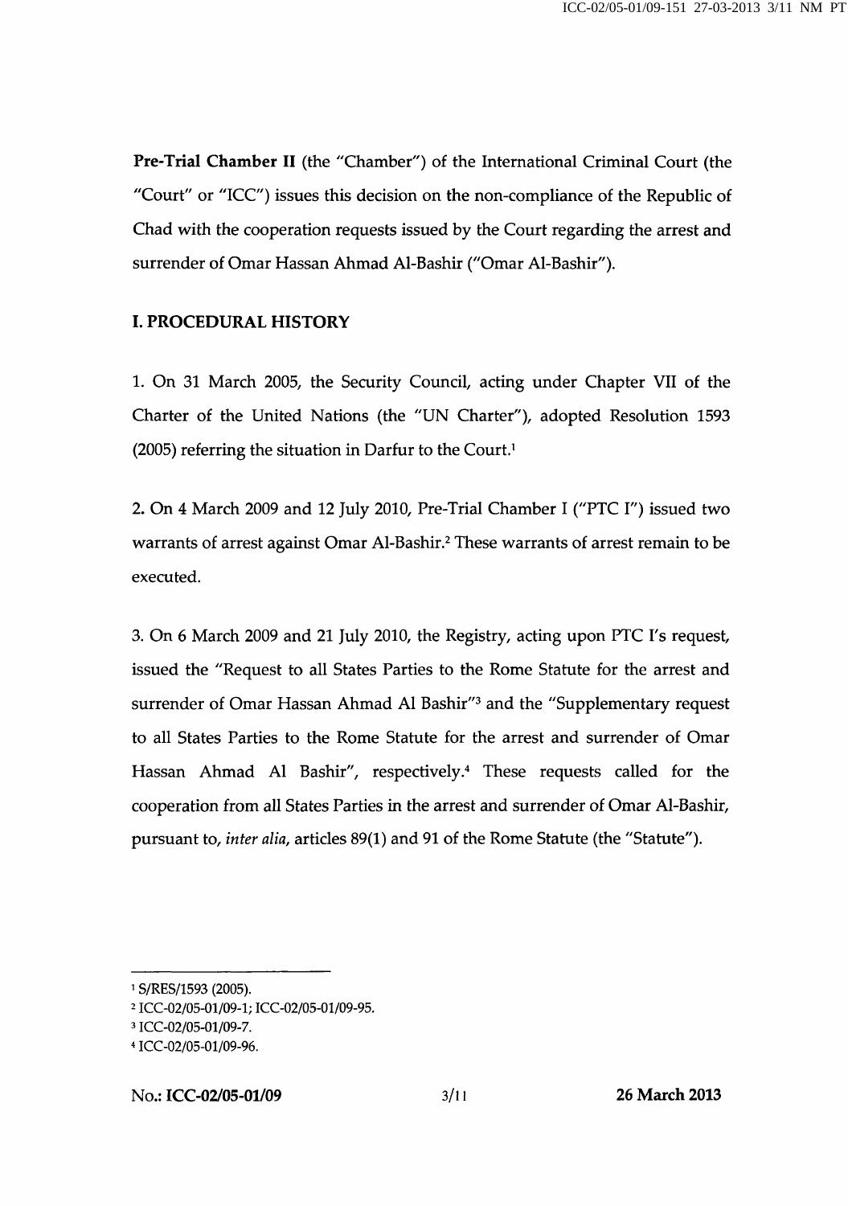**Pre-Trial Chamber II** (the "Chamber") of the International Criminal Court (the "Court" or "ICC") issues this decision on the non-compliance of the Republic of Chad with the cooperation requests issued by the Court regarding the arrest and surrender of Omar Hassan Ahmad Al-Bashir ("Omar Al-Bashir").

## I. PROCEDURAL HISTORY

1. On 31 March 2005, the Security Council, acting under Chapter VII of the Charter of the United Nations (the "UN Charter"), adopted Resolution 1593 (2005) referring the situation in Darfur to the Court.[1]

2. On 4 March 2009 and 12 July 2010, Pre-Trial Chamber I ("PTC I") issued two warrants of arrest against Omar Al-Bashir.[2] These warrants of arrest remain to be executed.

3. On 6 March 2009 and 21 July 2010, the Registry, acting upon PTC I's request, issued the "Request to all States Parties to the Rome Statute for the arrest and surrender of Omar Hassan Ahmad Al Bashir"[3] and the "Supplementary request to all States Parties to the Rome Statute for the arrest and surrender of Omar Hassan Ahmad Al Bashir", respectively.[4] These requests called for the cooperation from all States Parties in the arrest and surrender of Omar Al-Bashir, pursuant to, *inter alia*, articles 89(1) and 91 of the Rome Statute (the "Statute").

---

[1] S/RES/1593 (2005).

[2] ICC-02/05-01/09-1; ICC-02/05-01/09-95.

[3] ICC-02/05-01/09-7.

[4] ICC-02/05-01/09-96.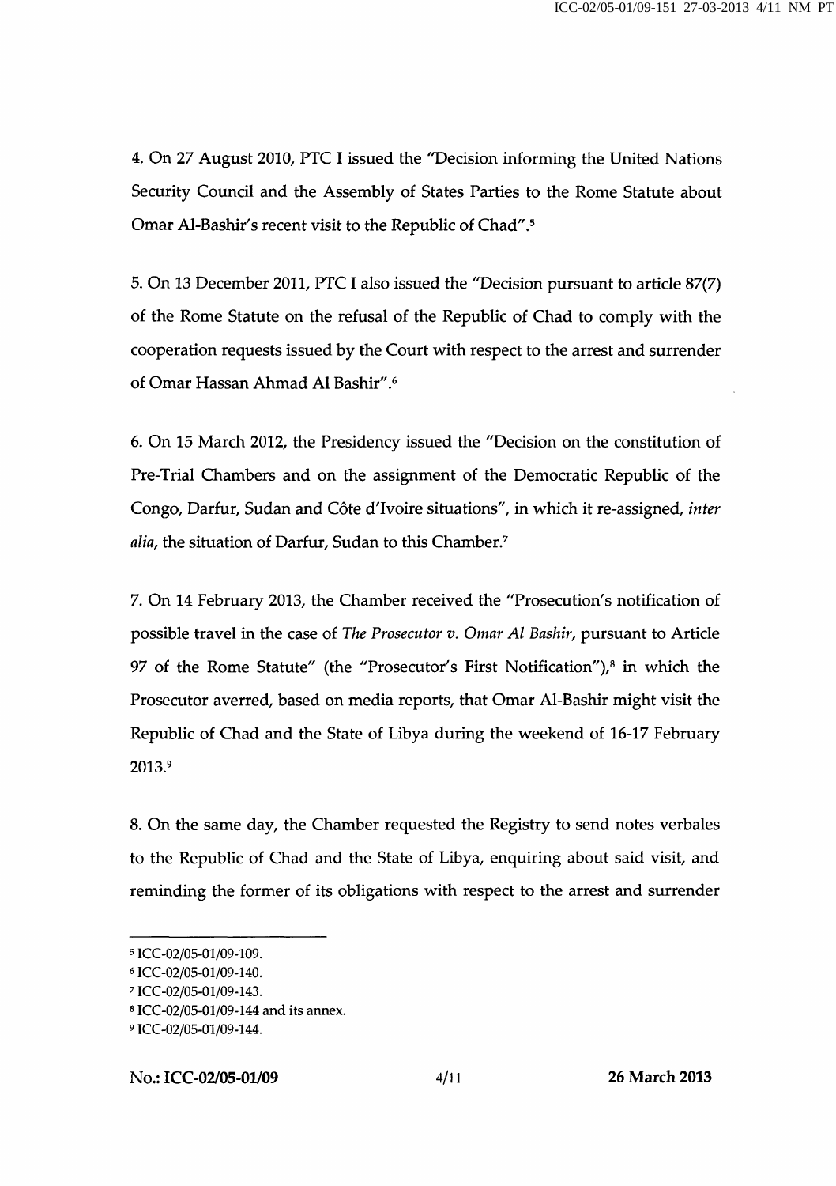4. On 27 August 2010, PTC I issued the "Decision informing the United Nations Security Council and the Assembly of States Parties to the Rome Statute about Omar Al-Bashir's recent visit to the Republic of Chad".[5]

5. On 13 December 2011, PTC I also issued the "Decision pursuant to article 87(7) of the Rome Statute on the refusal of the Republic of Chad to comply with the cooperation requests issued by the Court with respect to the arrest and surrender of Omar Hassan Ahmad Al Bashir".[6]

6. On 15 March 2012, the Presidency issued the "Decision on the constitution of Pre-Trial Chambers and on the assignment of the Democratic Republic of the Congo, Darfur, Sudan and Côte d'Ivoire situations", in which it re-assigned, *inter alia*, the situation of Darfur, Sudan to this Chamber.[7]

7. On 14 February 2013, the Chamber received the "Prosecution's notification of possible travel in the case of *The Prosecutor v. Omar Al Bashir*, pursuant to Article 97 of the Rome Statute" (the "Prosecutor's First Notification"),[8] in which the Prosecutor averred, based on media reports, that Omar Al-Bashir might visit the Republic of Chad and the State of Libya during the weekend of 16-17 February 2013.[9]

8. On the same day, the Chamber requested the Registry to send notes verbales to the Republic of Chad and the State of Libya, enquiring about said visit, and reminding the former of its obligations with respect to the arrest and surrender

---

[5] ICC-02/05-01/09-109.

[6] ICC-02/05-01/09-140.

[7] ICC-02/05-01/09-143.

[8] ICC-02/05-01/09-144 and its annex.

[9] ICC-02/05-01/09-144.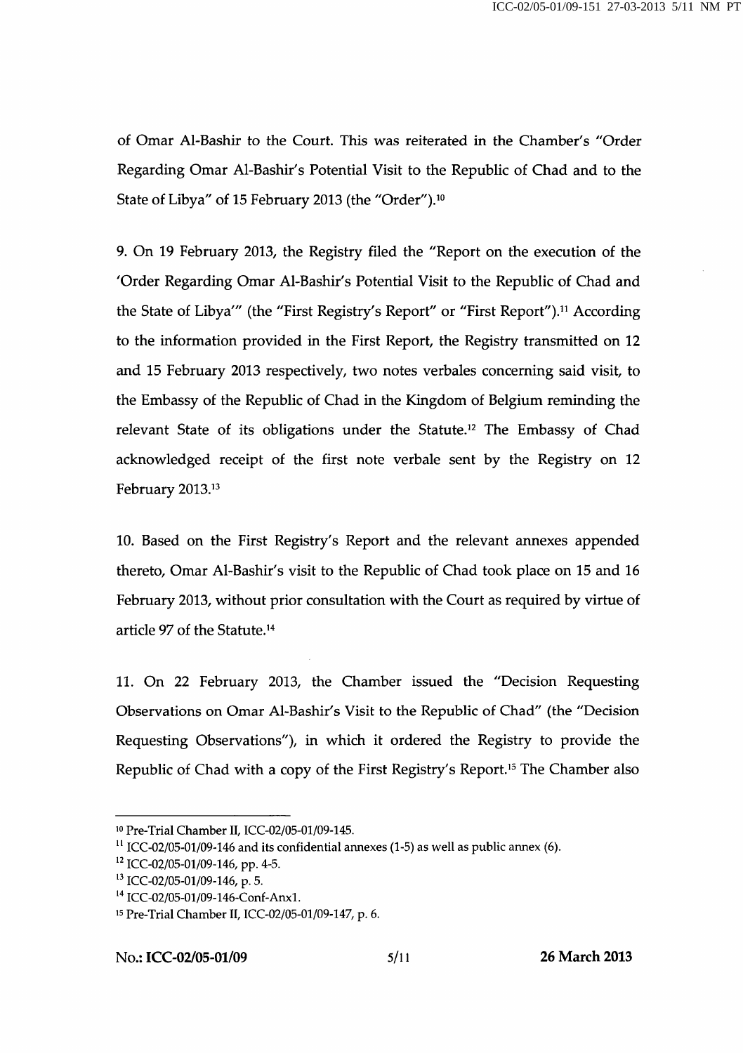of Omar Al-Bashir to the Court. This was reiterated in the Chamber's "Order Regarding Omar Al-Bashir's Potential Visit to the Republic of Chad and to the State of Libya" of 15 February 2013 (the "Order").[10]

9. On 19 February 2013, the Registry filed the "Report on the execution of the 'Order Regarding Omar Al-Bashir's Potential Visit to the Republic of Chad and the State of Libya'" (the "First Registry's Report" or "First Report").[11] According to the information provided in the First Report, the Registry transmitted on 12 and 15 February 2013 respectively, two notes verbales concerning said visit, to the Embassy of the Republic of Chad in the Kingdom of Belgium reminding the relevant State of its obligations under the Statute.[12] The Embassy of Chad acknowledged receipt of the first note verbale sent by the Registry on 12 February 2013.[13]

10. Based on the First Registry's Report and the relevant annexes appended thereto, Omar Al-Bashir's visit to the Republic of Chad took place on 15 and 16 February 2013, without prior consultation with the Court as required by virtue of article 97 of the Statute.[14]

11. On 22 February 2013, the Chamber issued the "Decision Requesting Observations on Omar Al-Bashir's Visit to the Republic of Chad" (the "Decision Requesting Observations"), in which it ordered the Registry to provide the Republic of Chad with a copy of the First Registry's Report.[15] The Chamber also

---

[10] Pre-Trial Chamber II, ICC-02/05-01/09-145.

[11] ICC-02/05-01/09-146 and its confidential annexes (1-5) as well as public annex (6).

[12] ICC-02/05-01/09-146, pp. 4-5.

[13] ICC-02/05-01/09-146, p. 5.

[14] ICC-02/05-01/09-146-Conf-Anx1.

[15] Pre-Trial Chamber II, ICC-02/05-01/09-147, p. 6.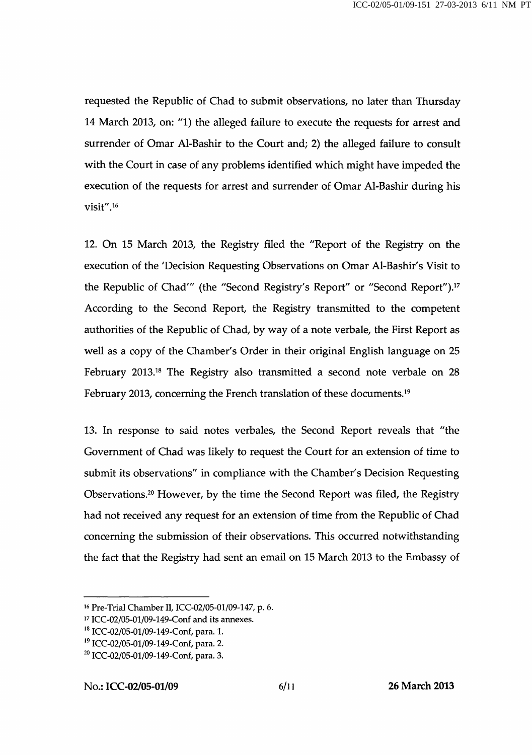requested the Republic of Chad to submit observations, no later than Thursday 14 March 2013, on: "1) the alleged failure to execute the requests for arrest and surrender of Omar Al-Bashir to the Court and; 2) the alleged failure to consult with the Court in case of any problems identified which might have impeded the execution of the requests for arrest and surrender of Omar Al-Bashir during his visit".[16]

12. On 15 March 2013, the Registry filed the "Report of the Registry on the execution of the 'Decision Requesting Observations on Omar Al-Bashir's Visit to the Republic of Chad'" (the "Second Registry's Report" or "Second Report").[17] According to the Second Report, the Registry transmitted to the competent authorities of the Republic of Chad, by way of a note verbale, the First Report as well as a copy of the Chamber's Order in their original English language on 25 February 2013.[18] The Registry also transmitted a second note verbale on 28 February 2013, concerning the French translation of these documents.[19]

13. In response to said notes verbales, the Second Report reveals that "the Government of Chad was likely to request the Court for an extension of time to submit its observations" in compliance with the Chamber's Decision Requesting Observations.[20] However, by the time the Second Report was filed, the Registry had not received any request for an extension of time from the Republic of Chad concerning the submission of their observations. This occurred notwithstanding the fact that the Registry had sent an email on 15 March 2013 to the Embassy of

---

[16] Pre-Trial Chamber II, ICC-02/05-01/09-147, p. 6.

[17] ICC-02/05-01/09-149-Conf and its annexes.

[18] ICC-02/05-01/09-149-Conf, para. 1.

[19] ICC-02/05-01/09-149-Conf, para. 2.

[20] ICC-02/05-01/09-149-Conf, para. 3.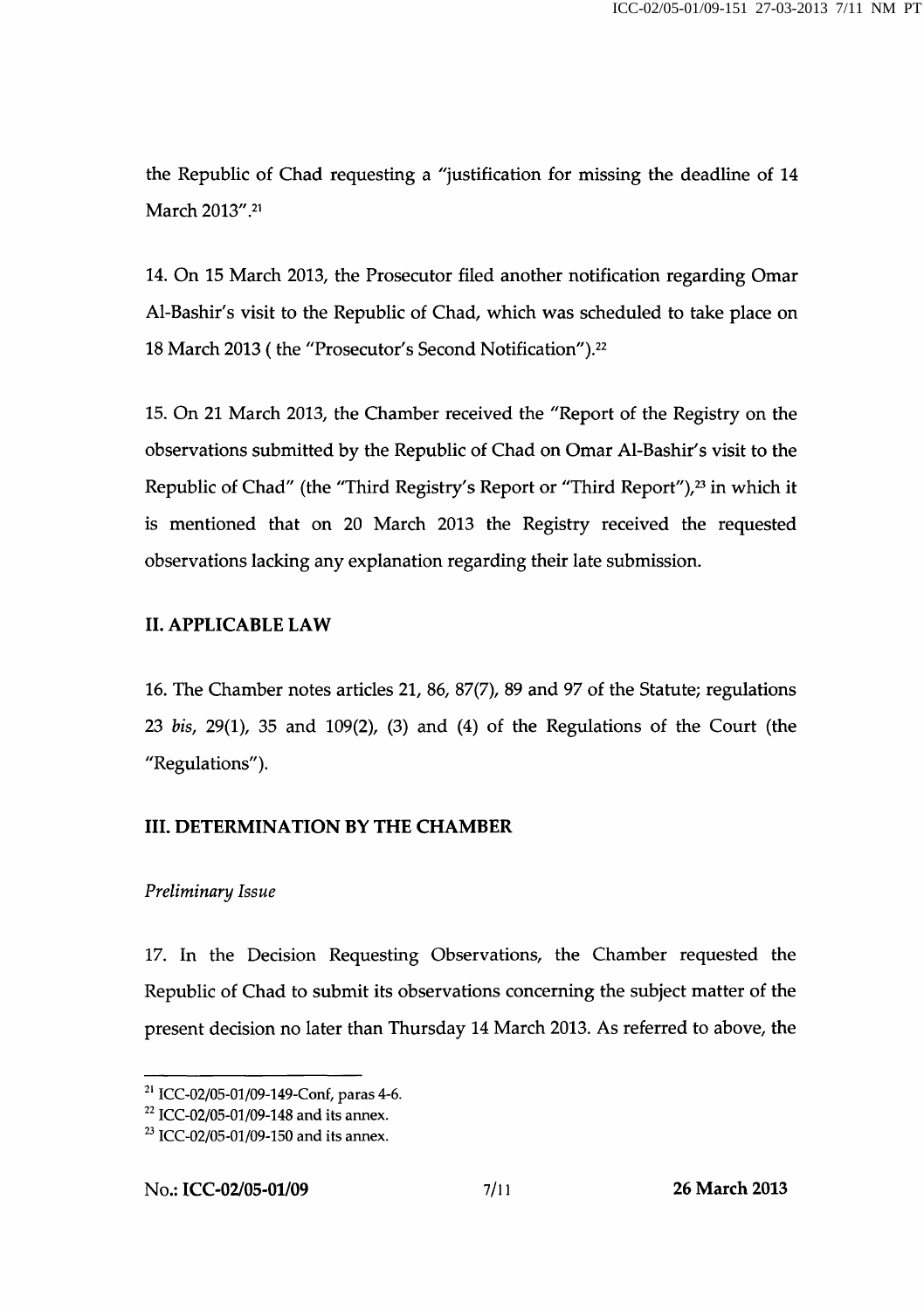the Republic of Chad requesting a "justification for missing the deadline of 14 March 2013".[21]

14. On 15 March 2013, the Prosecutor filed another notification regarding Omar Al-Bashir's visit to the Republic of Chad, which was scheduled to take place on 18 March 2013 ( the "Prosecutor's Second Notification").[22]

15. On 21 March 2013, the Chamber received the "Report of the Registry on the observations submitted by the Republic of Chad on Omar Al-Bashir's visit to the Republic of Chad" (the "Third Registry's Report or "Third Report"),[23] in which it is mentioned that on 20 March 2013 the Registry received the requested observations lacking any explanation regarding their late submission.

## II. APPLICABLE LAW

16. The Chamber notes articles 21, 86, 87(7), 89 and 97 of the Statute; regulations 23 *bis*, 29(1), 35 and 109(2), (3) and (4) of the Regulations of the Court (the "Regulations").

## III. DETERMINATION BY THE CHAMBER

*Preliminary Issue*

17. In the Decision Requesting Observations, the Chamber requested the Republic of Chad to submit its observations concerning the subject matter of the present decision no later than Thursday 14 March 2013. As referred to above, the

---

[21] ICC-02/05-01/09-149-Conf, paras 4-6.

[22] ICC-02/05-01/09-148 and its annex.

[23] ICC-02/05-01/09-150 and its annex.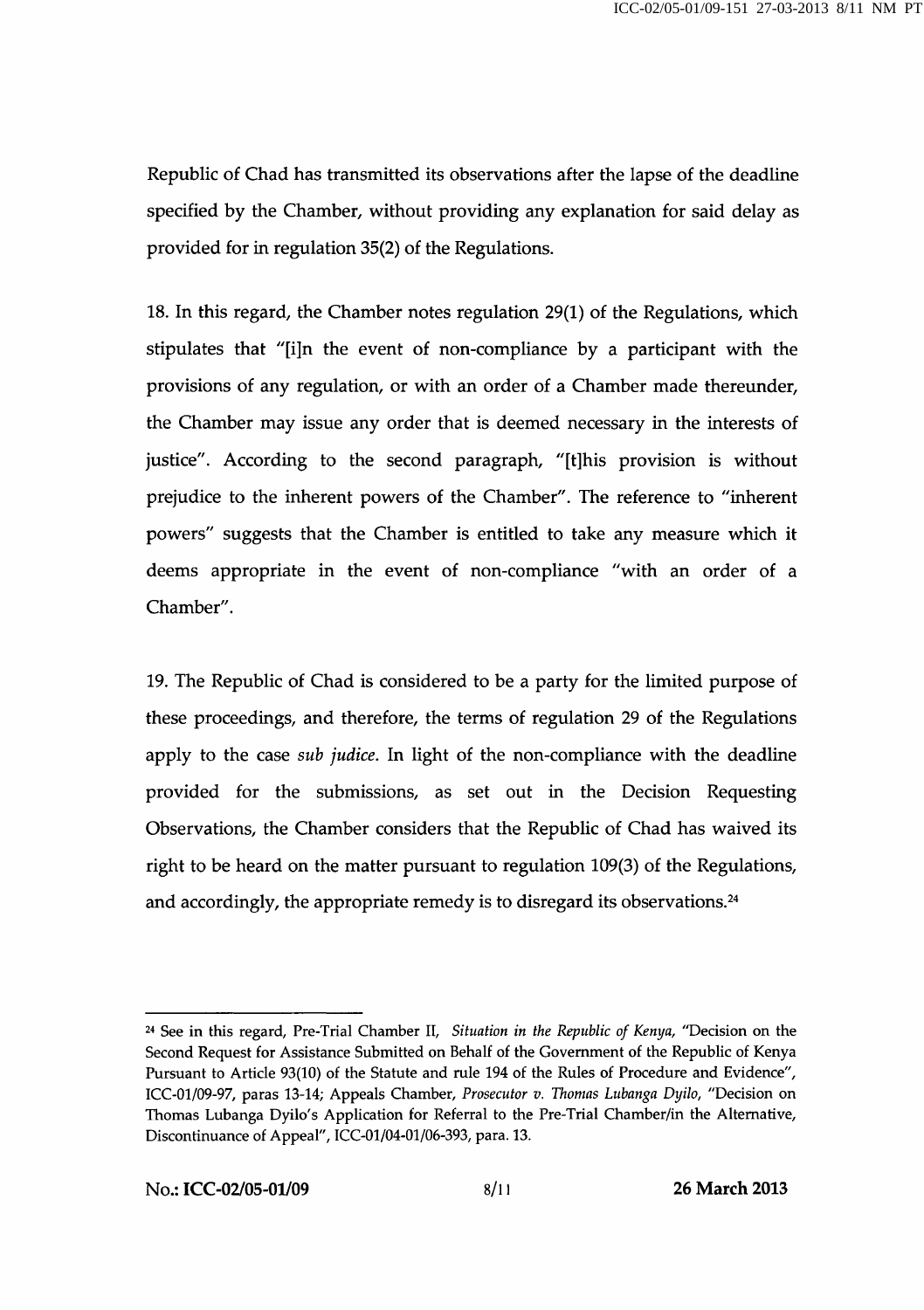Republic of Chad has transmitted its observations after the lapse of the deadline specified by the Chamber, without providing any explanation for said delay as provided for in regulation 35(2) of the Regulations.

18. In this regard, the Chamber notes regulation 29(1) of the Regulations, which stipulates that "[i]n the event of non-compliance by a participant with the provisions of any regulation, or with an order of a Chamber made thereunder, the Chamber may issue any order that is deemed necessary in the interests of justice". According to the second paragraph, "[t]his provision is without prejudice to the inherent powers of the Chamber". The reference to "inherent powers" suggests that the Chamber is entitled to take any measure which it deems appropriate in the event of non-compliance "with an order of a Chamber".

19. The Republic of Chad is considered to be a party for the limited purpose of these proceedings, and therefore, the terms of regulation 29 of the Regulations apply to the case *sub judice*. In light of the non-compliance with the deadline provided for the submissions, as set out in the Decision Requesting Observations, the Chamber considers that the Republic of Chad has waived its right to be heard on the matter pursuant to regulation 109(3) of the Regulations, and accordingly, the appropriate remedy is to disregard its observations.[24]

---

[24] See in this regard, Pre-Trial Chamber II, *Situation in the Republic of Kenya*, "Decision on the Second Request for Assistance Submitted on Behalf of the Government of the Republic of Kenya Pursuant to Article 93(10) of the Statute and rule 194 of the Rules of Procedure and Evidence", ICC-01/09-97, paras 13-14; Appeals Chamber, *Prosecutor v. Thomas Lubanga Dyilo*, "Decision on Thomas Lubanga Dyilo's Application for Referral to the Pre-Trial Chamber/in the Alternative, Discontinuance of Appeal", ICC-01/04-01/06-393, para. 13.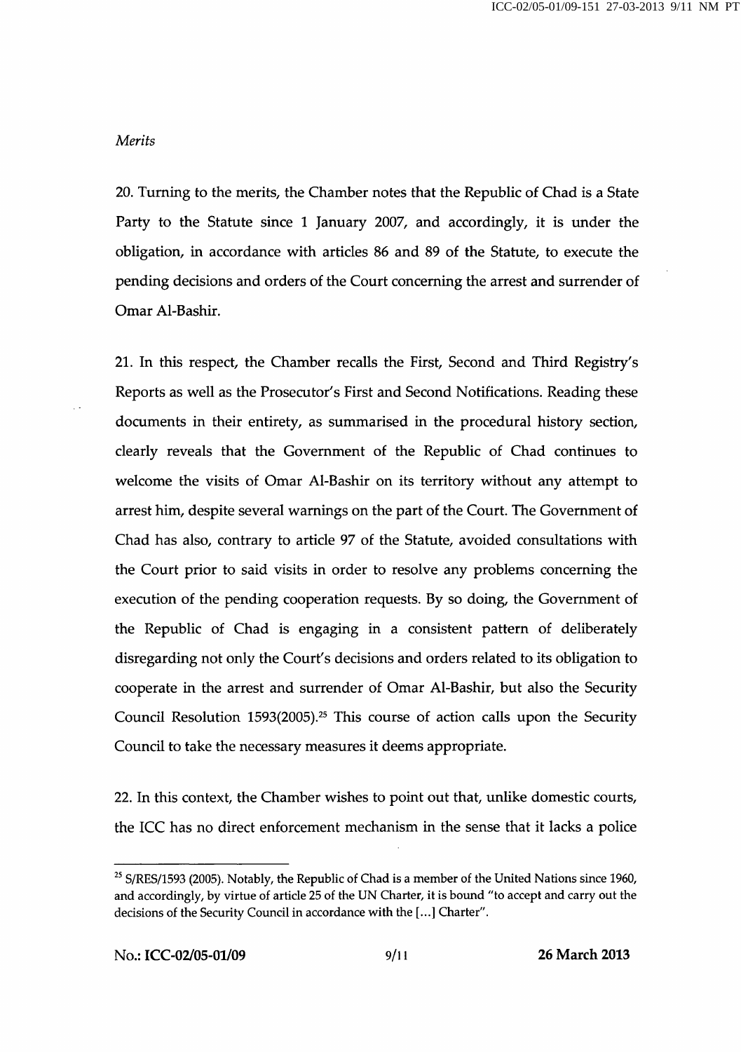*Merits*

20. Turning to the merits, the Chamber notes that the Republic of Chad is a State Party to the Statute since 1 January 2007, and accordingly, it is under the obligation, in accordance with articles 86 and 89 of the Statute, to execute the pending decisions and orders of the Court concerning the arrest and surrender of Omar Al-Bashir.

21. In this respect, the Chamber recalls the First, Second and Third Registry's Reports as well as the Prosecutor's First and Second Notifications. Reading these documents in their entirety, as summarised in the procedural history section, clearly reveals that the Government of the Republic of Chad continues to welcome the visits of Omar Al-Bashir on its territory without any attempt to arrest him, despite several warnings on the part of the Court. The Government of Chad has also, contrary to article 97 of the Statute, avoided consultations with the Court prior to said visits in order to resolve any problems concerning the execution of the pending cooperation requests. By so doing, the Government of the Republic of Chad is engaging in a consistent pattern of deliberately disregarding not only the Court's decisions and orders related to its obligation to cooperate in the arrest and surrender of Omar Al-Bashir, but also the Security Council Resolution 1593(2005).[25] This course of action calls upon the Security Council to take the necessary measures it deems appropriate.

22. In this context, the Chamber wishes to point out that, unlike domestic courts, the ICC has no direct enforcement mechanism in the sense that it lacks a police

---

[25] S/RES/1593 (2005). Notably, the Republic of Chad is a member of the United Nations since 1960, and accordingly, by virtue of article 25 of the UN Charter, it is bound "to accept and carry out the decisions of the Security Council in accordance with the [...] Charter".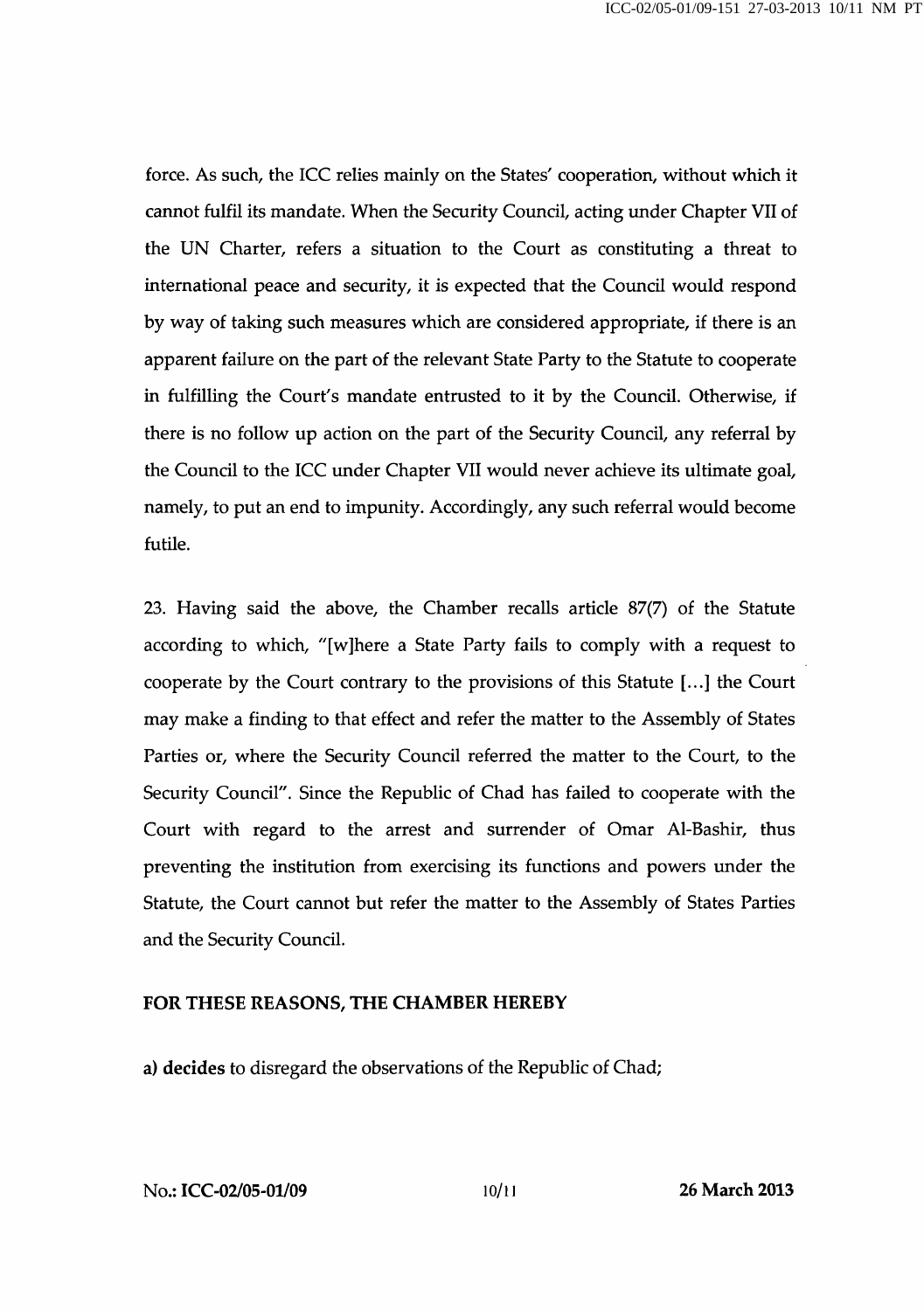force. As such, the ICC relies mainly on the States' cooperation, without which it cannot fulfil its mandate. When the Security Council, acting under Chapter VII of the UN Charter, refers a situation to the Court as constituting a threat to international peace and security, it is expected that the Council would respond by way of taking such measures which are considered appropriate, if there is an apparent failure on the part of the relevant State Party to the Statute to cooperate in fulfilling the Court's mandate entrusted to it by the Council. Otherwise, if there is no follow up action on the part of the Security Council, any referral by the Council to the ICC under Chapter VII would never achieve its ultimate goal, namely, to put an end to impunity. Accordingly, any such referral would become futile.

23. Having said the above, the Chamber recalls article 87(7) of the Statute according to which, "[w]here a State Party fails to comply with a request to cooperate by the Court contrary to the provisions of this Statute [...] the Court may make a finding to that effect and refer the matter to the Assembly of States Parties or, where the Security Council referred the matter to the Court, to the Security Council". Since the Republic of Chad has failed to cooperate with the Court with regard to the arrest and surrender of Omar Al-Bashir, thus preventing the institution from exercising its functions and powers under the Statute, the Court cannot but refer the matter to the Assembly of States Parties and the Security Council.

**FOR THESE REASONS, THE CHAMBER HEREBY**

a) **decides** to disregard the observations of the Republic of Chad;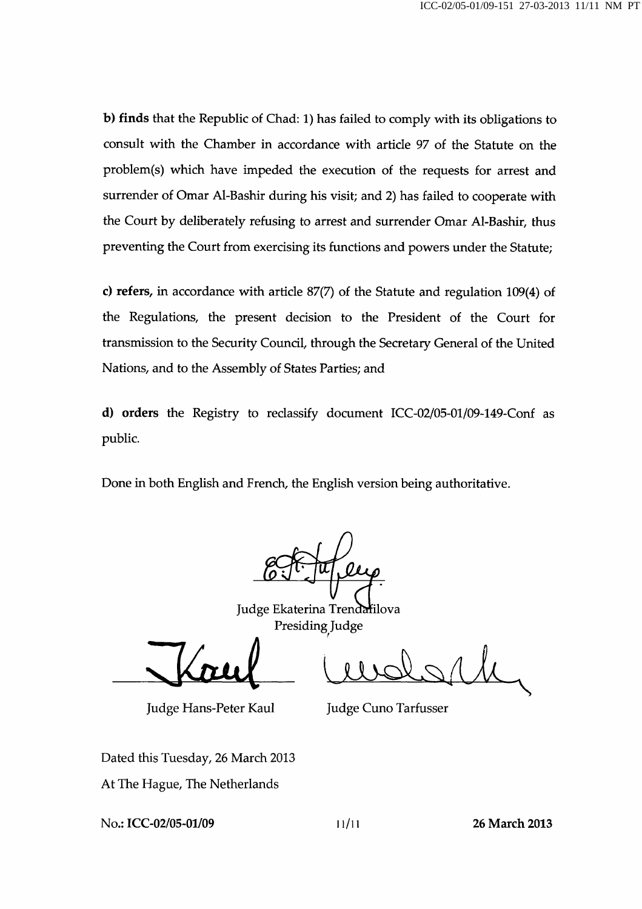**b) finds** that the Republic of Chad: 1) has failed to comply with its obligations to consult with the Chamber in accordance with article 97 of the Statute on the problem(s) which have impeded the execution of the requests for arrest and surrender of Omar Al-Bashir during his visit; and 2) has failed to cooperate with the Court by deliberately refusing to arrest and surrender Omar Al-Bashir, thus preventing the Court from exercising its functions and powers under the Statute;

**c) refers,** in accordance with article 87(7) of the Statute and regulation 109(4) of the Regulations, the present decision to the President of the Court for transmission to the Security Council, through the Secretary General of the United Nations, and to the Assembly of States Parties; and

**d) orders** the Registry to reclassify document ICC-02/05-01/09-149-Conf as public.

Done in both English and French, the English version being authoritative.

Judge Ekaterina Trendafilova
Presiding Judge

Judge Hans-Peter Kaul

Judge Cuno Tarfusser

Dated this Tuesday, 26 March 2013

At The Hague, The Netherlands